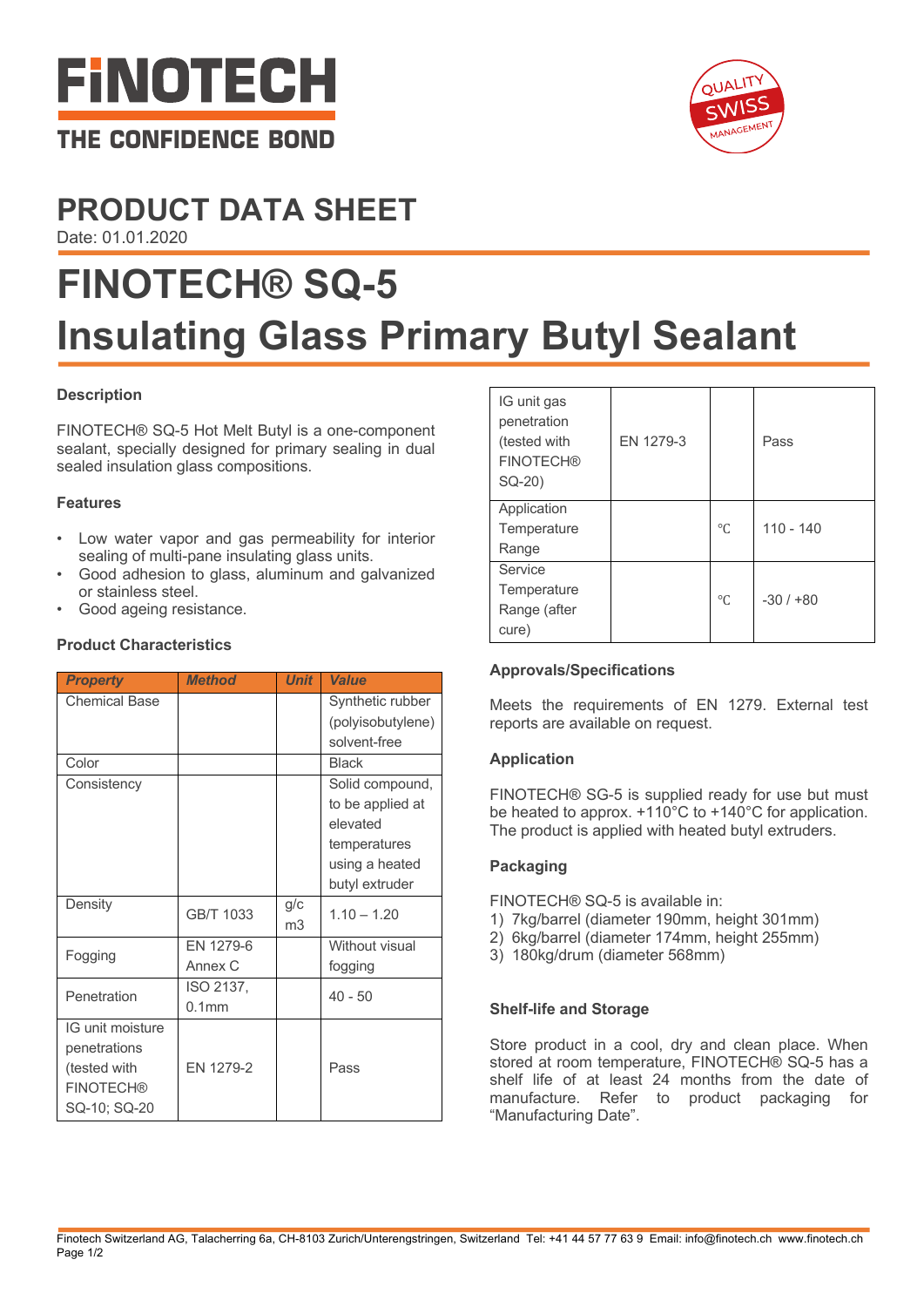# FINOTECH

THE CONFIDENCE BOND

QUALITY SWISS MANAGEMENT

## PRODUCT DATA SHEET

Date: 01.01.2020

# FINOTECH® SQ-5
# Insulating Glass Primary Butyl Sealant

### Description

FINOTECH® SQ-5 Hot Melt Butyl is a one-component sealant, specially designed for primary sealing in dual sealed insulation glass compositions.

### Features

- Low water vapor and gas permeability for interior sealing of multi-pane insulating glass units.
- Good adhesion to glass, aluminum and galvanized or stainless steel.
- Good ageing resistance.

### Product Characteristics

| *Property* | *Method* | *Unit* | *Value* |
|---|---|---|---|
| Chemical Base | | | Synthetic rubber (polyisobutylene) solvent-free |
| Color | | | Black |
| Consistency | | | Solid compound, to be applied at elevated temperatures using a heated butyl extruder |
| Density | GB/T 1033 | g/cm3 | 1.10 – 1.20 |
| Fogging | EN 1279-6 Annex C | | Without visual fogging |
| Penetration | ISO 2137, 0.1mm | | 40 - 50 |
| IG unit moisture penetrations (tested with FINOTECH® SQ-10; SQ-20 | EN 1279-2 | | Pass |
| IG unit gas penetration (tested with FINOTECH® SQ-20) | EN 1279-3 | | Pass |
| Application Temperature Range | | ℃ | 110 - 140 |
| Service Temperature Range (after cure) | | ℃ | -30 / +80 |

### Approvals/Specifications

Meets the requirements of EN 1279. External test reports are available on request.

### Application

FINOTECH® SG-5 is supplied ready for use but must be heated to approx. +110°C to +140°C for application. The product is applied with heated butyl extruders.

### Packaging

FINOTECH® SQ-5 is available in:

1) 7kg/barrel (diameter 190mm, height 301mm)
2) 6kg/barrel (diameter 174mm, height 255mm)
3) 180kg/drum (diameter 568mm)

### Shelf-life and Storage

Store product in a cool, dry and clean place. When stored at room temperature, FINOTECH® SQ-5 has a shelf life of at least 24 months from the date of manufacture. Refer to product packaging for “Manufacturing Date”.

Finotech Switzerland AG, Talacherring 6a, CH-8103 Zurich/Unterengstringen, Switzerland Tel: +41 44 57 77 63 9 Email: info@finotech.ch www.finotech.ch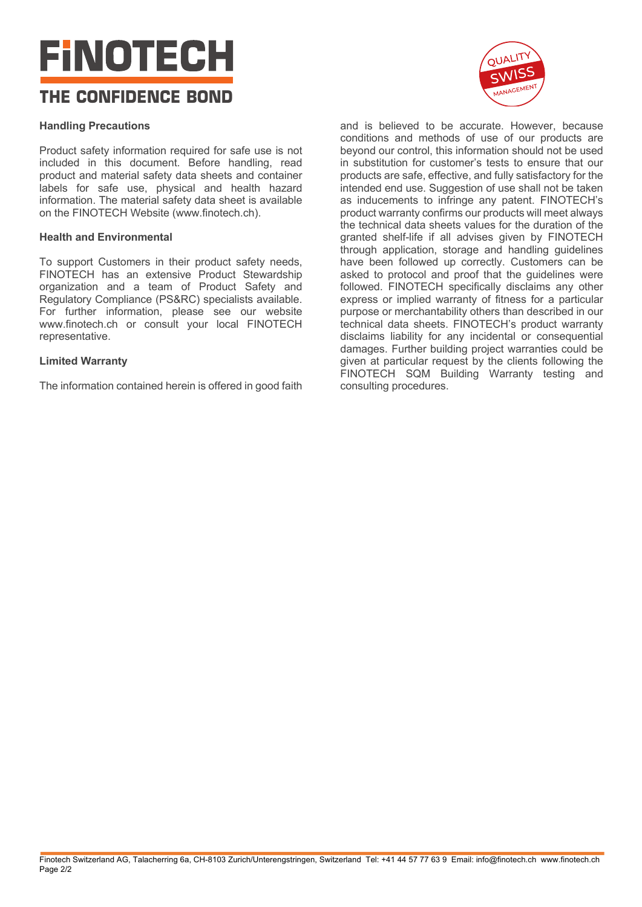## Handling Precautions

Product safety information required for safe use is not included in this document. Before handling, read product and material safety data sheets and container labels for safe use, physical and health hazard information. The material safety data sheet is available on the FINOTECH Website (www.finotech.ch).

## Health and Environmental

To support Customers in their product safety needs, FINOTECH has an extensive Product Stewardship organization and a team of Product Safety and Regulatory Compliance (PS&RC) specialists available. For further information, please see our website www.finotech.ch or consult your local FINOTECH representative.

## Limited Warranty

The information contained herein is offered in good faith and is believed to be accurate. However, because conditions and methods of use of our products are beyond our control, this information should not be used in substitution for customer's tests to ensure that our products are safe, effective, and fully satisfactory for the intended end use. Suggestion of use shall not be taken as inducements to infringe any patent. FINOTECH's product warranty confirms our products will meet always the technical data sheets values for the duration of the granted shelf-life if all advises given by FINOTECH through application, storage and handling guidelines have been followed up correctly. Customers can be asked to protocol and proof that the guidelines were followed. FINOTECH specifically disclaims any other express or implied warranty of fitness for a particular purpose or merchantability others than described in our technical data sheets. FINOTECH's product warranty disclaims liability for any incidental or consequential damages. Further building project warranties could be given at particular request by the clients following the FINOTECH SQM Building Warranty testing and consulting procedures.